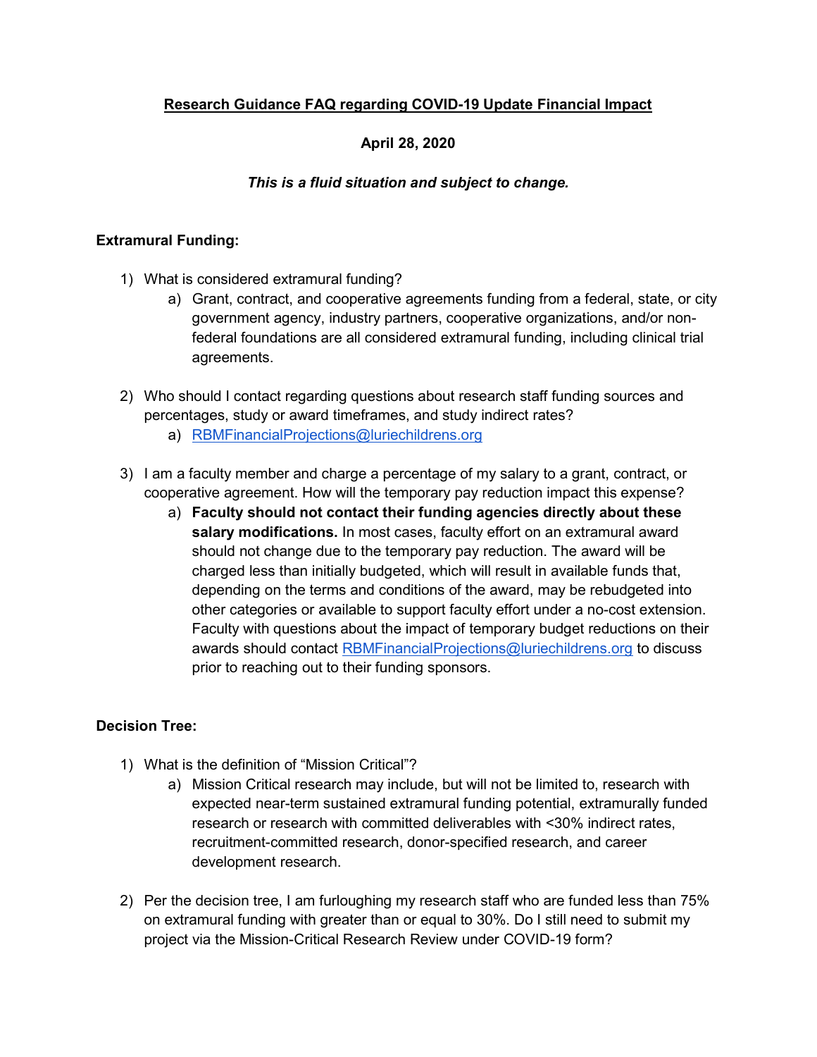# Research Guidance FAQ regarding COVID-19 Update Financial Impact

**April 28, 2020**

***This is a fluid situation and subject to change.***

## Extramural Funding:

1) What is considered extramural funding?
   a) Grant, contract, and cooperative agreements funding from a federal, state, or city government agency, industry partners, cooperative organizations, and/or non-federal foundations are all considered extramural funding, including clinical trial agreements.

2) Who should I contact regarding questions about research staff funding sources and percentages, study or award timeframes, and study indirect rates?
   a) RBMFinancialProjections@luriechildrens.org

3) I am a faculty member and charge a percentage of my salary to a grant, contract, or cooperative agreement. How will the temporary pay reduction impact this expense?
   a) **Faculty should not contact their funding agencies directly about these salary modifications.** In most cases, faculty effort on an extramural award should not change due to the temporary pay reduction. The award will be charged less than initially budgeted, which will result in available funds that, depending on the terms and conditions of the award, may be rebudgeted into other categories or available to support faculty effort under a no-cost extension. Faculty with questions about the impact of temporary budget reductions on their awards should contact RBMFinancialProjections@luriechildrens.org to discuss prior to reaching out to their funding sponsors.

## Decision Tree:

1) What is the definition of "Mission Critical"?
   a) Mission Critical research may include, but will not be limited to, research with expected near-term sustained extramural funding potential, extramurally funded research or research with committed deliverables with <30% indirect rates, recruitment-committed research, donor-specified research, and career development research.

2) Per the decision tree, I am furloughing my research staff who are funded less than 75% on extramural funding with greater than or equal to 30%. Do I still need to submit my project via the Mission-Critical Research Review under COVID-19 form?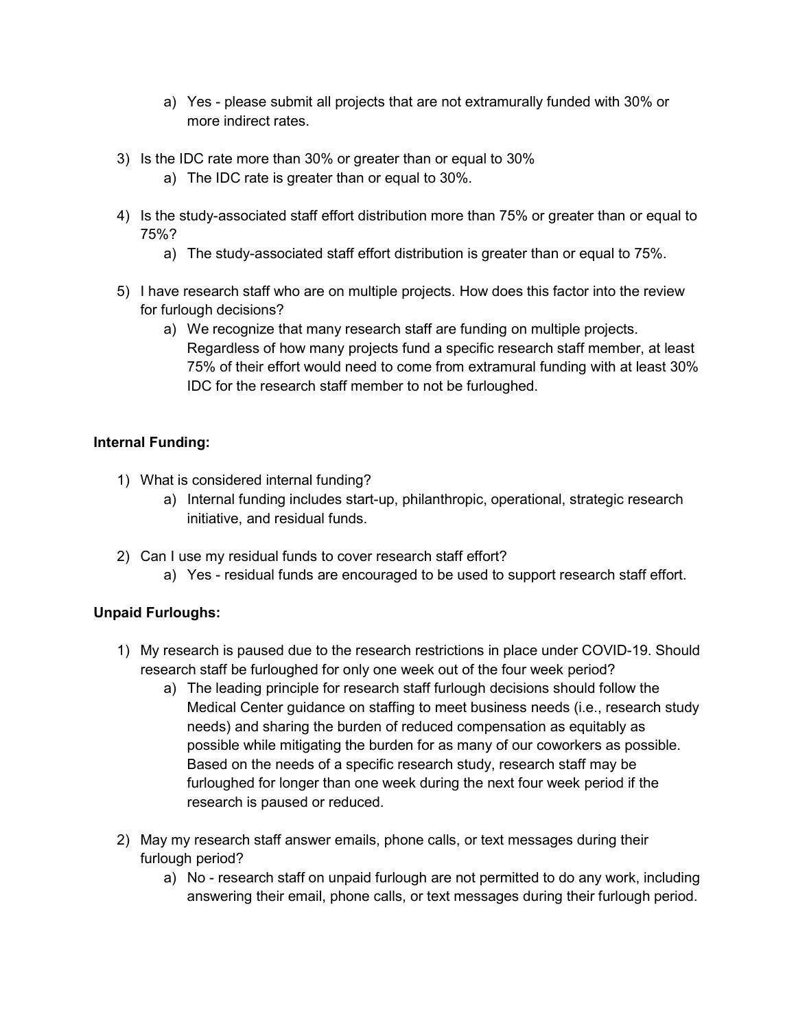a) Yes - please submit all projects that are not extramurally funded with 30% or more indirect rates.

3) Is the IDC rate more than 30% or greater than or equal to 30%
   a) The IDC rate is greater than or equal to 30%.

4) Is the study-associated staff effort distribution more than 75% or greater than or equal to 75%?
   a) The study-associated staff effort distribution is greater than or equal to 75%.

5) I have research staff who are on multiple projects. How does this factor into the review for furlough decisions?
   a) We recognize that many research staff are funding on multiple projects. Regardless of how many projects fund a specific research staff member, at least 75% of their effort would need to come from extramural funding with at least 30% IDC for the research staff member to not be furloughed.

**Internal Funding:**

1) What is considered internal funding?
   a) Internal funding includes start-up, philanthropic, operational, strategic research initiative, and residual funds.

2) Can I use my residual funds to cover research staff effort?
   a) Yes - residual funds are encouraged to be used to support research staff effort.

**Unpaid Furloughs:**

1) My research is paused due to the research restrictions in place under COVID-19. Should research staff be furloughed for only one week out of the four week period?
   a) The leading principle for research staff furlough decisions should follow the Medical Center guidance on staffing to meet business needs (i.e., research study needs) and sharing the burden of reduced compensation as equitably as possible while mitigating the burden for as many of our coworkers as possible. Based on the needs of a specific research study, research staff may be furloughed for longer than one week during the next four week period if the research is paused or reduced.

2) May my research staff answer emails, phone calls, or text messages during their furlough period?
   a) No - research staff on unpaid furlough are not permitted to do any work, including answering their email, phone calls, or text messages during their furlough period.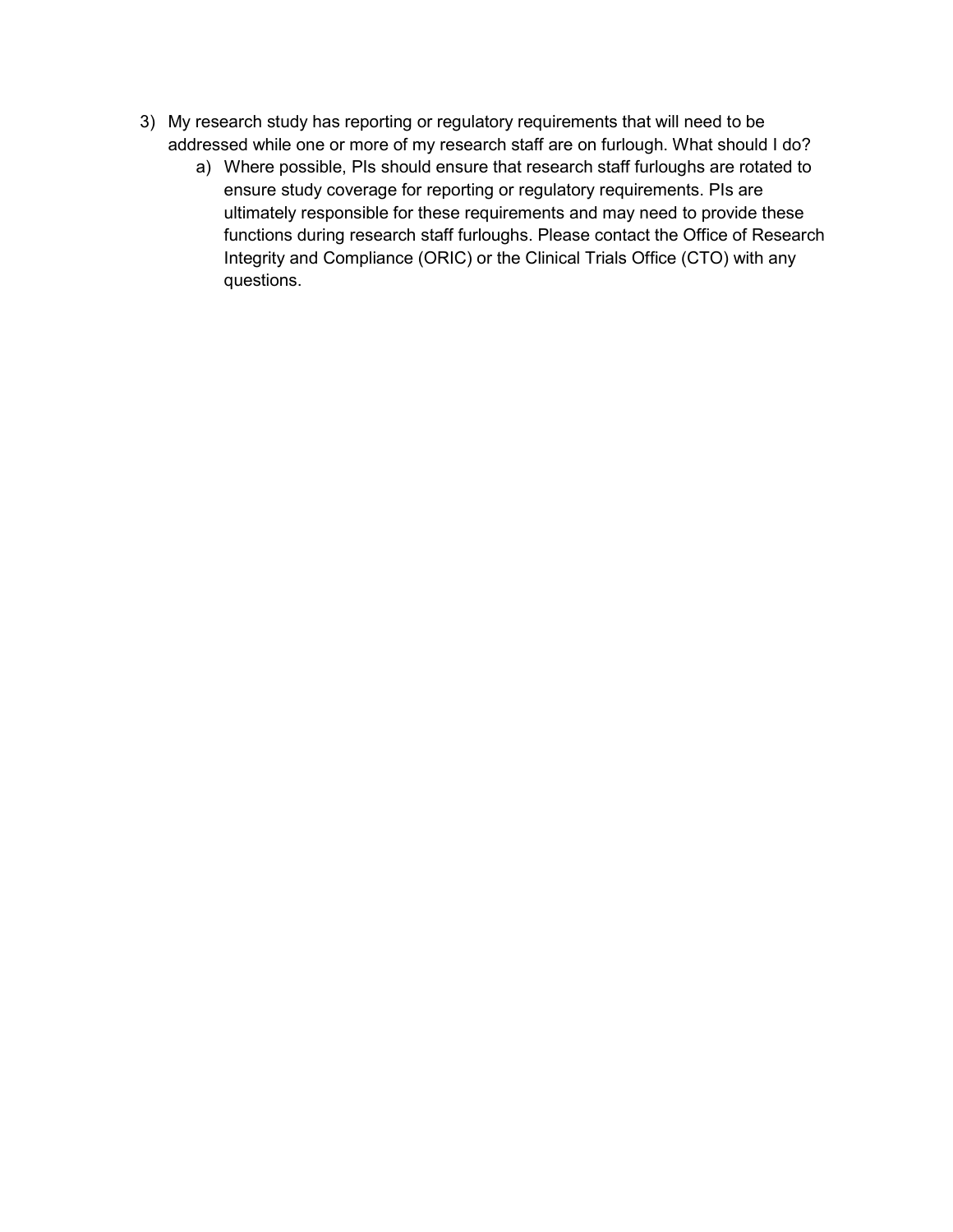3) My research study has reporting or regulatory requirements that will need to be addressed while one or more of my research staff are on furlough. What should I do?
    a) Where possible, PIs should ensure that research staff furloughs are rotated to ensure study coverage for reporting or regulatory requirements. PIs are ultimately responsible for these requirements and may need to provide these functions during research staff furloughs. Please contact the Office of Research Integrity and Compliance (ORIC) or the Clinical Trials Office (CTO) with any questions.